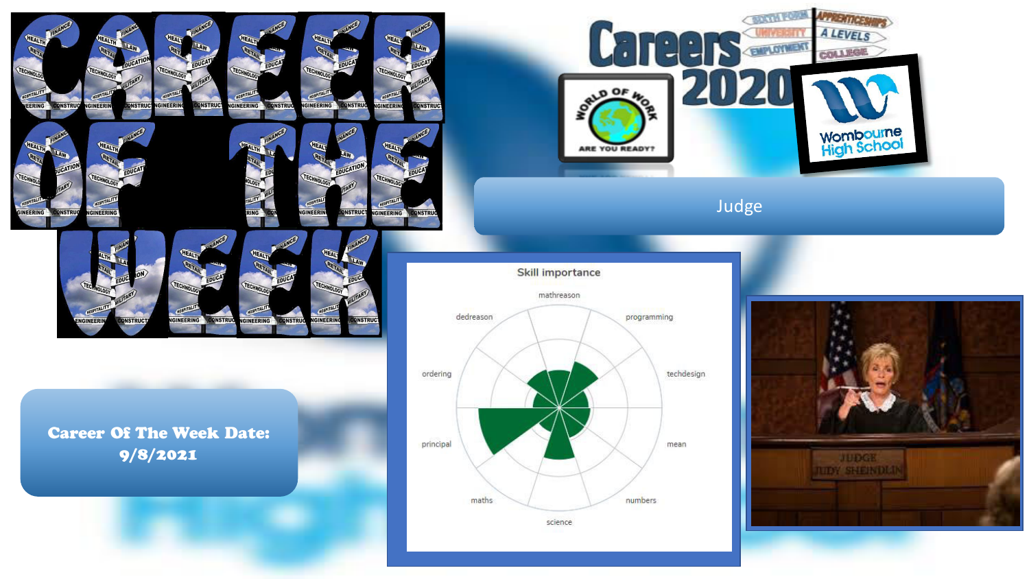# Career Of The Week

Careers 2020

Judge

**Career Of The Week Date: 9/8/2021**

Skill importance

mathreason

programming

techdesign

mean

numbers

science

maths

principal

ordering

dedreason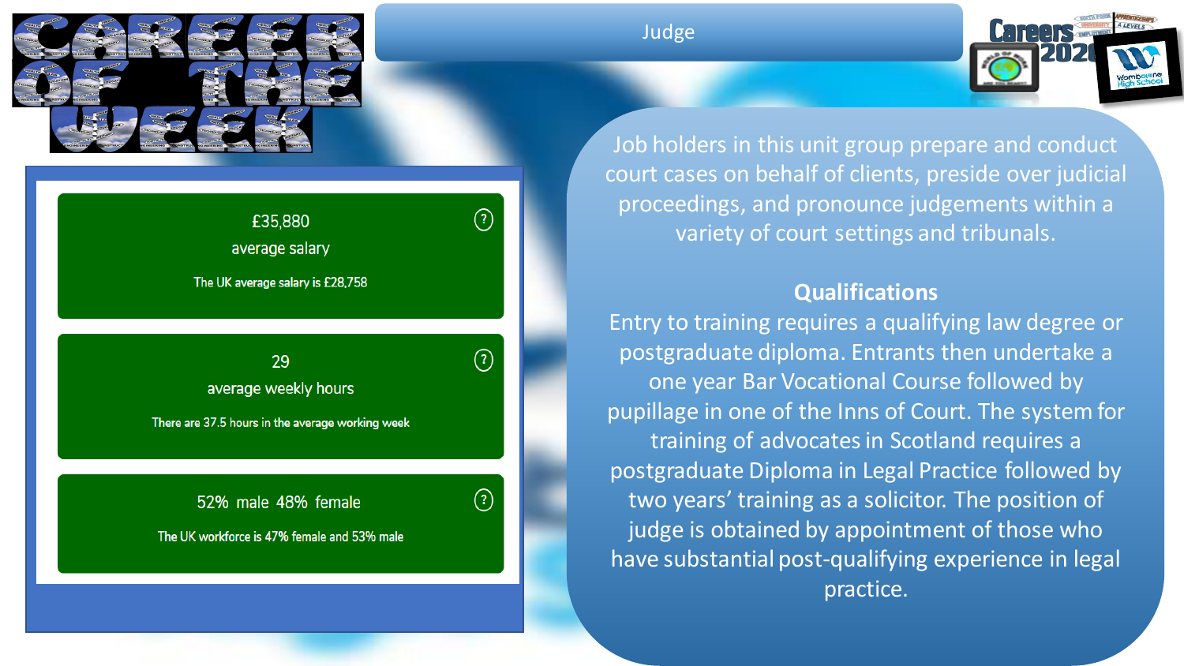# Judge

Career of the Week

Careers 2020

£35,880
average salary

The UK average salary is £28,758

29
average weekly hours

There are 37.5 hours in the average working week

52% male 48% female

The UK workforce is 47% female and 53% male

Job holders in this unit group prepare and conduct court cases on behalf of clients, preside over judicial proceedings, and pronounce judgements within a variety of court settings and tribunals.

**Qualifications**

Entry to training requires a qualifying law degree or postgraduate diploma. Entrants then undertake a one year Bar Vocational Course followed by pupillage in one of the Inns of Court. The system for training of advocates in Scotland requires a postgraduate Diploma in Legal Practice followed by two years' training as a solicitor. The position of judge is obtained by appointment of those who have substantial post-qualifying experience in legal practice.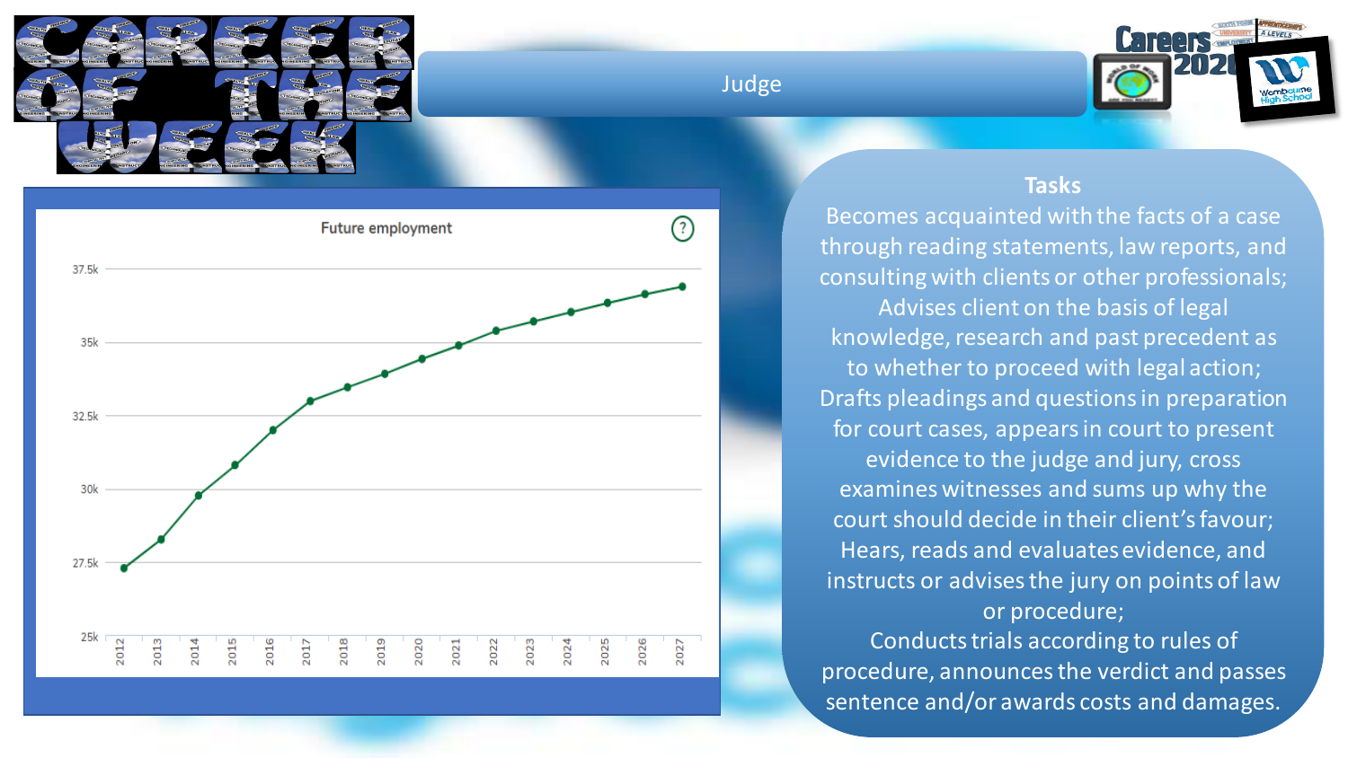# Career of the Week

## Judge

### Future employment

### Tasks

Becomes acquainted with the facts of a case through reading statements, law reports, and consulting with clients or other professionals;
Advises client on the basis of legal knowledge, research and past precedent as to whether to proceed with legal action;
Drafts pleadings and questions in preparation for court cases, appears in court to present evidence to the judge and jury, cross examines witnesses and sums up why the court should decide in their client's favour;
Hears, reads and evaluates evidence, and instructs or advises the jury on points of law or procedure;
Conducts trials according to rules of procedure, announces the verdict and passes sentence and/or awards costs and damages.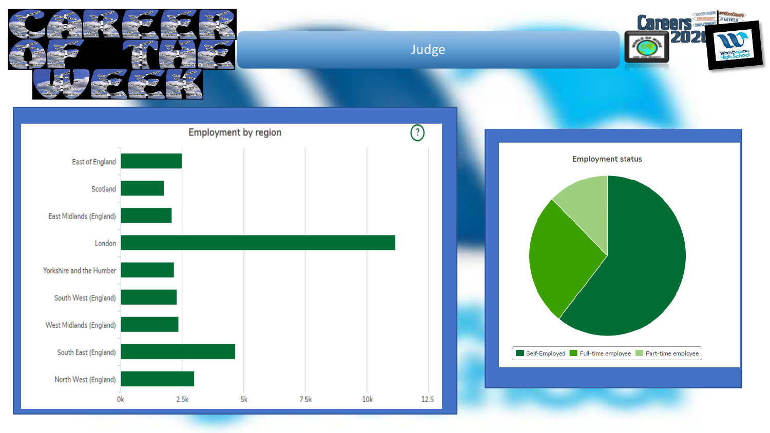# Judge

## Employment by region

East of England
Scotland
East Midlands (England)
London
Yorkshire and the Humber
South West (England)
West Midlands (England)
South East (England)
North West (England)

0k
2.5k
5k
7.5k
10k
12.5

## Employment status

Self-Employed
Full-time employee
Part-time employee